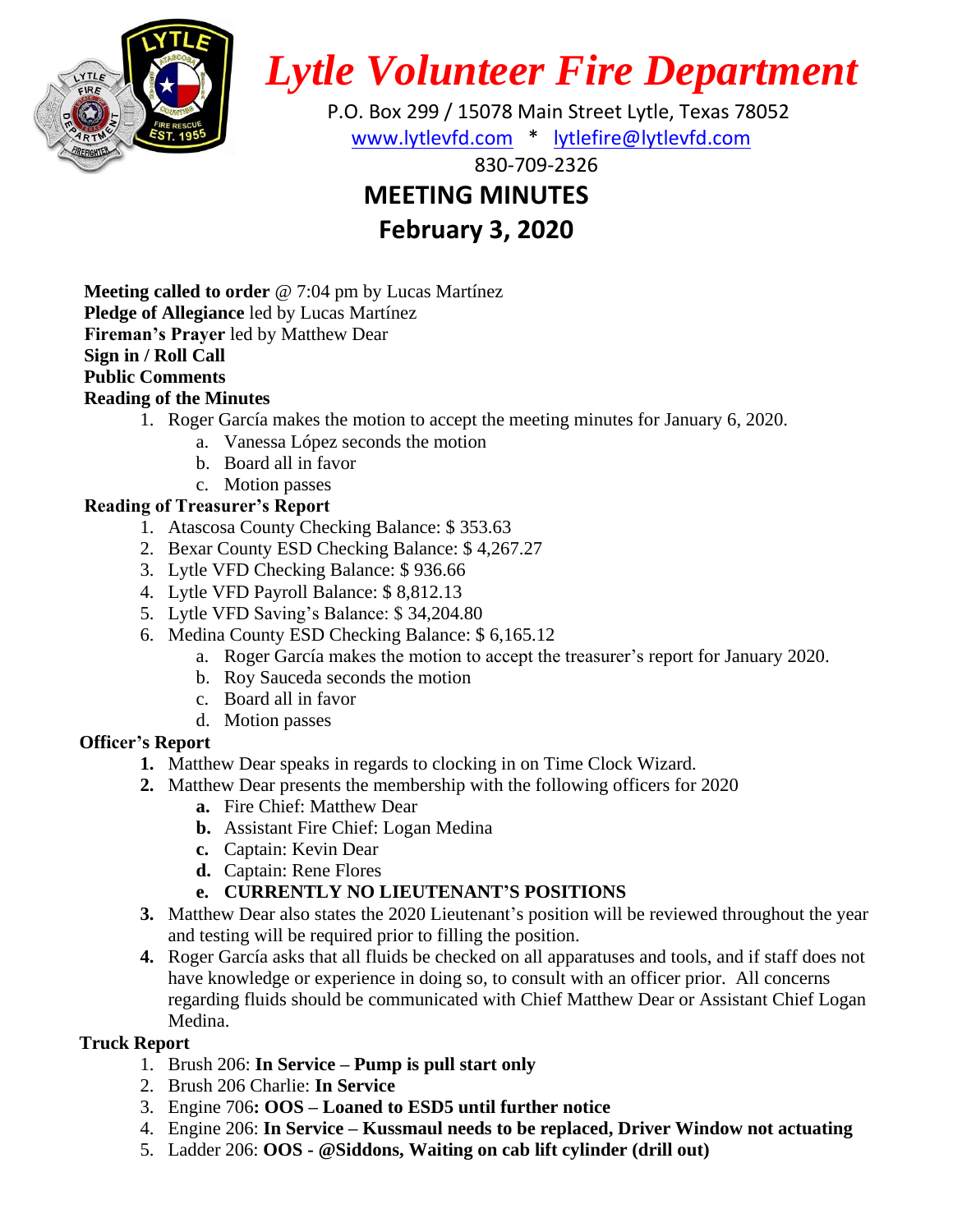# *Lytle Volunteer Fire Department*

P.O. Box 299 / 15078 Main Street Lytle, Texas 78052

www.lytlevfd.com * lytlefire@lytlevfd.com

830-709-2326

## MEETING MINUTES

## February 3, 2020

**Meeting called to order** @ 7:04 pm by Lucas Martínez

**Pledge of Allegiance** led by Lucas Martínez

**Fireman's Prayer** led by Matthew Dear

**Sign in / Roll Call**

**Public Comments**

**Reading of the Minutes**

1. Roger García makes the motion to accept the meeting minutes for January 6, 2020.
    a. Vanessa López seconds the motion
    b. Board all in favor
    c. Motion passes

**Reading of Treasurer's Report**

1. Atascosa County Checking Balance: $ 353.63
2. Bexar County ESD Checking Balance: $ 4,267.27
3. Lytle VFD Checking Balance: $ 936.66
4. Lytle VFD Payroll Balance: $ 8,812.13
5. Lytle VFD Saving's Balance: $ 34,204.80
6. Medina County ESD Checking Balance: $ 6,165.12
    a. Roger García makes the motion to accept the treasurer's report for January 2020.
    b. Roy Sauceda seconds the motion
    c. Board all in favor
    d. Motion passes

**Officer's Report**

1. Matthew Dear speaks in regards to clocking in on Time Clock Wizard.
2. Matthew Dear presents the membership with the following officers for 2020
    a. Fire Chief: Matthew Dear
    b. Assistant Fire Chief: Logan Medina
    c. Captain: Kevin Dear
    d. Captain: Rene Flores
    e. **CURRENTLY NO LIEUTENANT'S POSITIONS**
3. Matthew Dear also states the 2020 Lieutenant's position will be reviewed throughout the year and testing will be required prior to filling the position.
4. Roger García asks that all fluids be checked on all apparatuses and tools, and if staff does not have knowledge or experience in doing so, to consult with an officer prior. All concerns regarding fluids should be communicated with Chief Matthew Dear or Assistant Chief Logan Medina.

**Truck Report**

1. Brush 206: **In Service – Pump is pull start only**
2. Brush 206 Charlie: **In Service**
3. Engine 706**: OOS – Loaned to ESD5 until further notice**
4. Engine 206: **In Service – Kussmaul needs to be replaced, Driver Window not actuating**
5. Ladder 206: **OOS - @Siddons, Waiting on cab lift cylinder (drill out)**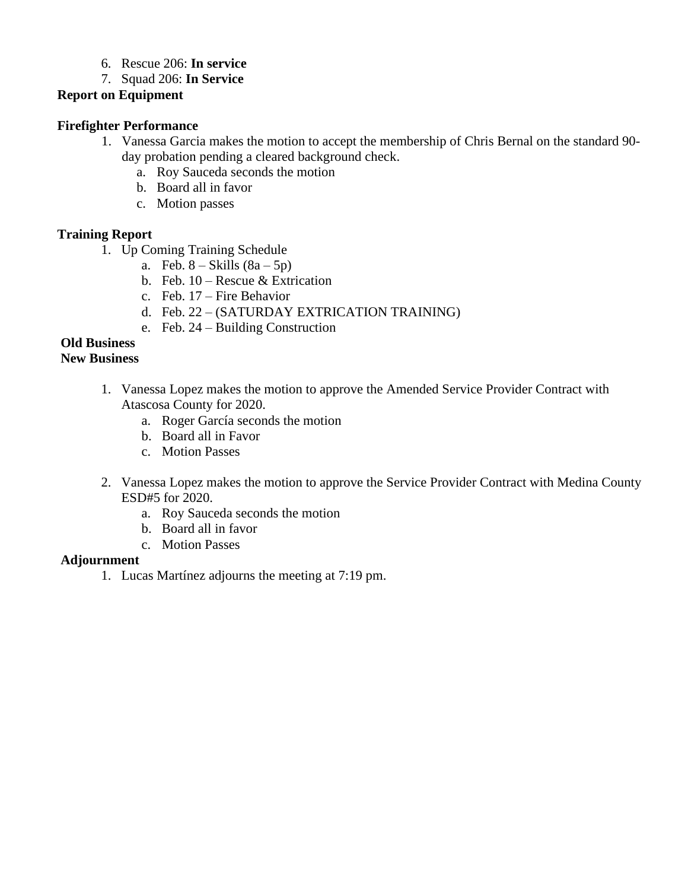6. Rescue 206: **In service**
7. Squad 206: **In Service**

**Report on Equipment**

**Firefighter Performance**

1. Vanessa Garcia makes the motion to accept the membership of Chris Bernal on the standard 90-day probation pending a cleared background check.
   a. Roy Sauceda seconds the motion
   b. Board all in favor
   c. Motion passes

**Training Report**

1. Up Coming Training Schedule
   a. Feb. 8 – Skills (8a – 5p)
   b. Feb. 10 – Rescue & Extrication
   c. Feb. 17 – Fire Behavior
   d. Feb. 22 – (SATURDAY EXTRICATION TRAINING)
   e. Feb. 24 – Building Construction

**Old Business**

**New Business**

1. Vanessa Lopez makes the motion to approve the Amended Service Provider Contract with Atascosa County for 2020.
   a. Roger García seconds the motion
   b. Board all in Favor
   c. Motion Passes

2. Vanessa Lopez makes the motion to approve the Service Provider Contract with Medina County ESD#5 for 2020.
   a. Roy Sauceda seconds the motion
   b. Board all in favor
   c. Motion Passes

**Adjournment**

1. Lucas Martínez adjourns the meeting at 7:19 pm.